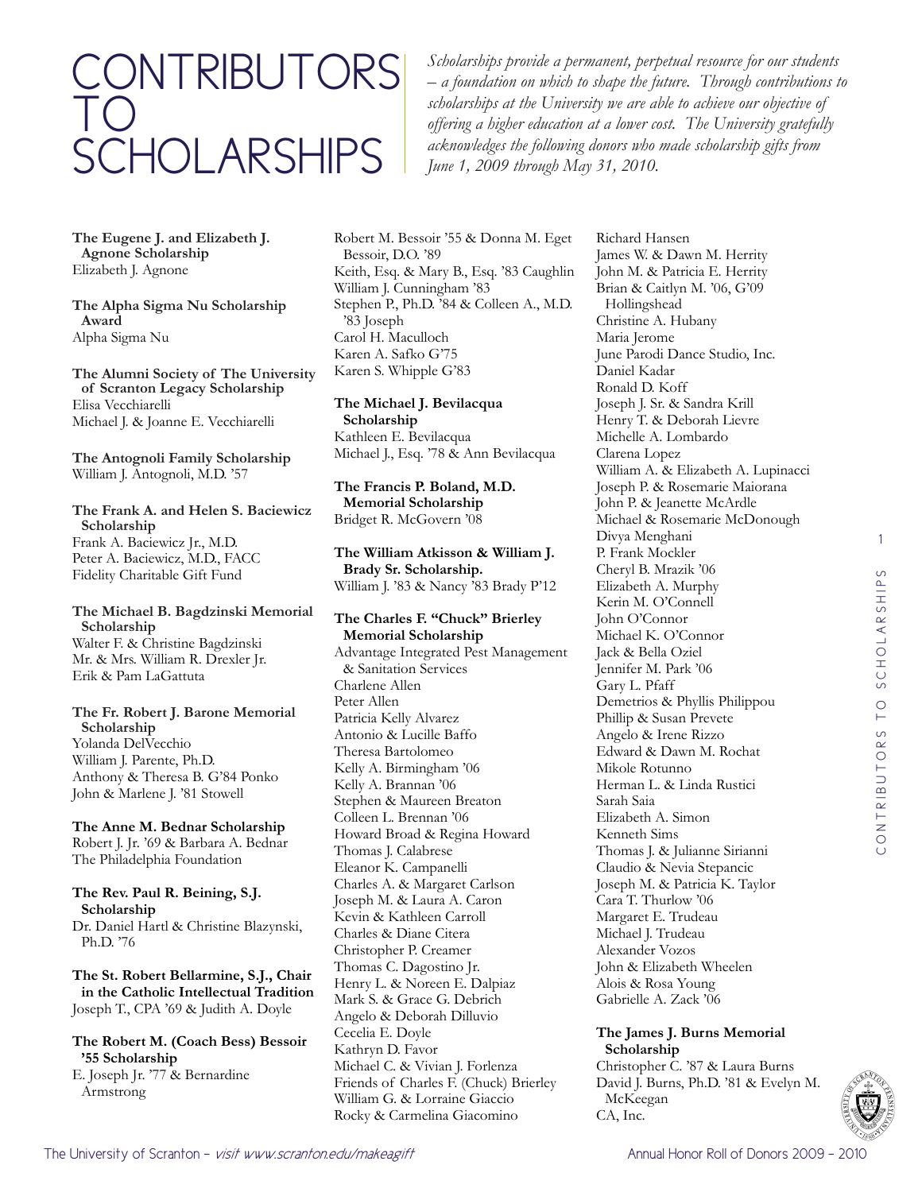# CONTRIBUTORS TO SCHOLARSHIPS

*Scholarships provide a permanent, perpetual resource for our students – a foundation on which to shape the future. Through contributions to scholarships at the University we are able to achieve our objective of offering a higher education at a lower cost. The University gratefully acknowledges the following donors who made scholarship gifts from June 1, 2009 through May 31, 2010.*

**The Eugene J. and Elizabeth J. Agnone Scholarship**
Elizabeth J. Agnone

**The Alpha Sigma Nu Scholarship Award**
Alpha Sigma Nu

**The Alumni Society of The University of Scranton Legacy Scholarship**
Elisa Vecchiarelli
Michael J. & Joanne E. Vecchiarelli

**The Antognoli Family Scholarship**
William J. Antognoli, M.D. '57

**The Frank A. and Helen S. Baciewicz Scholarship**
Frank A. Baciewicz Jr., M.D.
Peter A. Baciewicz, M.D., FACC
Fidelity Charitable Gift Fund

**The Michael B. Bagdzinski Memorial Scholarship**
Walter F. & Christine Bagdzinski
Mr. & Mrs. William R. Drexler Jr.
Erik & Pam LaGattuta

**The Fr. Robert J. Barone Memorial Scholarship**
Yolanda DelVecchio
William J. Parente, Ph.D.
Anthony & Theresa B. G'84 Ponko
John & Marlene J. '81 Stowell

**The Anne M. Bednar Scholarship**
Robert J. Jr. '69 & Barbara A. Bednar
The Philadelphia Foundation

**The Rev. Paul R. Beining, S.J. Scholarship**
Dr. Daniel Hartl & Christine Blazynski, Ph.D. '76

**The St. Robert Bellarmine, S.J., Chair in the Catholic Intellectual Tradition**
Joseph T., CPA '69 & Judith A. Doyle

**The Robert M. (Coach Bess) Bessoir '55 Scholarship**
E. Joseph Jr. '77 & Bernardine Armstrong
Robert M. Bessoir '55 & Donna M. Eget Bessoir, D.O. '89
Keith, Esq. & Mary B., Esq. '83 Caughlin
William J. Cunningham '83
Stephen P., Ph.D. '84 & Colleen A., M.D. '83 Joseph
Carol H. Maculloch
Karen A. Safko G'75
Karen S. Whipple G'83

**The Michael J. Bevilacqua Scholarship**
Kathleen E. Bevilacqua
Michael J., Esq. '78 & Ann Bevilacqua

**The Francis P. Boland, M.D. Memorial Scholarship**
Bridget R. McGovern '08

**The William Atkisson & William J. Brady Sr. Scholarship.**
William J. '83 & Nancy '83 Brady P'12

**The Charles F. "Chuck" Brierley Memorial Scholarship**
Advantage Integrated Pest Management & Sanitation Services
Charlene Allen
Peter Allen
Patricia Kelly Alvarez
Antonio & Lucille Baffo
Theresa Bartolomeo
Kelly A. Birmingham '06
Kelly A. Brannan '06
Stephen & Maureen Breaton
Colleen L. Brennan '06
Howard Broad & Regina Howard
Thomas J. Calabrese
Eleanor K. Campanelli
Charles A. & Margaret Carlson
Joseph M. & Laura A. Caron
Kevin & Kathleen Carroll
Charles & Diane Citera
Christopher P. Creamer
Thomas C. Dagostino Jr.
Henry L. & Noreen E. Dalpiaz
Mark S. & Grace G. Debrich
Angelo & Deborah Dilluvio
Cecelia E. Doyle
Kathryn D. Favor
Michael C. & Vivian J. Forlenza
Friends of Charles F. (Chuck) Brierley
William G. & Lorraine Giaccio
Rocky & Carmelina Giacomino
Richard Hansen
James W. & Dawn M. Herrity
John M. & Patricia E. Herrity
Brian & Caitlyn M. '06, G'09 Hollingshead
Christine A. Hubany
Maria Jerome
June Parodi Dance Studio, Inc.
Daniel Kadar
Ronald D. Koff
Joseph J. Sr. & Sandra Krill
Henry T. & Deborah Lievre
Michelle A. Lombardo
Clarena Lopez
William A. & Elizabeth A. Lupinacci
Joseph P. & Rosemarie Maiorana
John P. & Jeanette McArdle
Michael & Rosemarie McDonough
Divya Menghani
P. Frank Mockler
Cheryl B. Mrazik '06
Elizabeth A. Murphy
Kerin M. O'Connell
John O'Connor
Michael K. O'Connor
Jack & Bella Oziel
Jennifer M. Park '06
Gary L. Pfaff
Demetrios & Phyllis Philippou
Phillip & Susan Prevete
Angelo & Irene Rizzo
Edward & Dawn M. Rochat
Mikole Rotunno
Herman L. & Linda Rustici
Sarah Saia
Elizabeth A. Simon
Kenneth Sims
Thomas J. & Julianne Sirianni
Claudio & Nevia Stepancic
Joseph M. & Patricia K. Taylor
Cara T. Thurlow '06
Margaret E. Trudeau
Michael J. Trudeau
Alexander Vozos
John & Elizabeth Wheelen
Alois & Rosa Young
Gabrielle A. Zack '06

**The James J. Burns Memorial Scholarship**
Christopher C. '87 & Laura Burns
David J. Burns, Ph.D. '81 & Evelyn M. McKeegan
CA, Inc.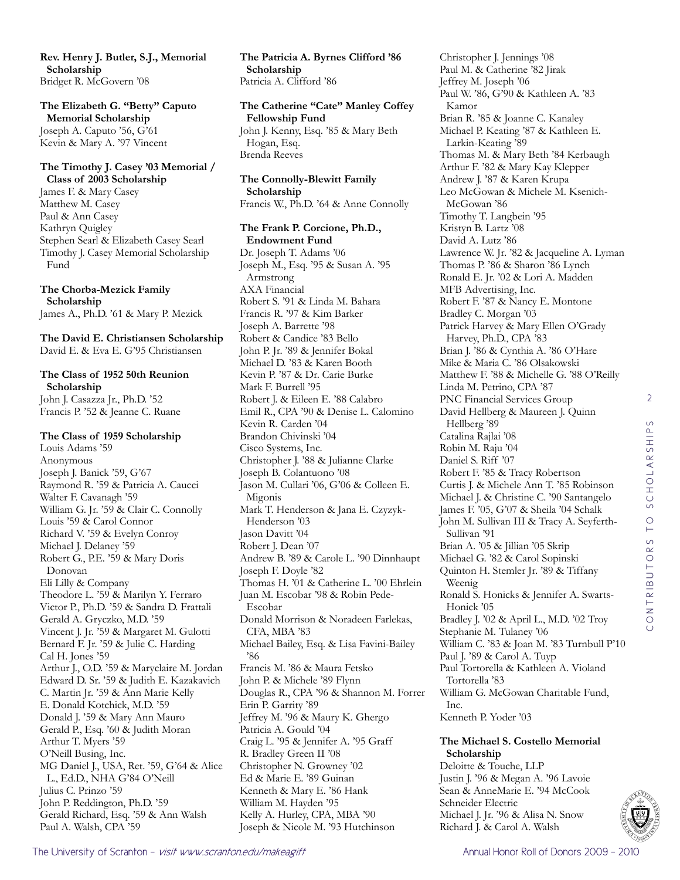**Rev. Henry J. Butler, S.J., Memorial Scholarship**
Bridget R. McGovern '08

**The Elizabeth G. "Betty" Caputo Memorial Scholarship**
Joseph A. Caputo '56, G'61
Kevin & Mary A. '97 Vincent

**The Timothy J. Casey '03 Memorial / Class of 2003 Scholarship**
James F. & Mary Casey
Matthew M. Casey
Paul & Ann Casey
Kathryn Quigley
Stephen Searl & Elizabeth Casey Searl
Timothy J. Casey Memorial Scholarship Fund

**The Chorba-Mezick Family Scholarship**
James A., Ph.D. '61 & Mary P. Mezick

**The David E. Christiansen Scholarship**
David E. & Eva E. G'95 Christiansen

**The Class of 1952 50th Reunion Scholarship**
John J. Casazza Jr., Ph.D. '52
Francis P. '52 & Jeanne C. Ruane

**The Class of 1959 Scholarship**
Louis Adams '59
Anonymous
Joseph J. Banick '59, G'67
Raymond R. '59 & Patricia A. Caucci
Walter F. Cavanagh '59
William G. Jr. '59 & Clair C. Connolly
Louis '59 & Carol Connor
Richard V. '59 & Evelyn Conroy
Michael J. Delaney '59
Robert G., P.E. '59 & Mary Doris Donovan
Eli Lilly & Company
Theodore L. '59 & Marilyn Y. Ferraro
Victor P., Ph.D. '59 & Sandra D. Frattali
Gerald A. Gryczko, M.D. '59
Vincent J. Jr. '59 & Margaret M. Gulotti
Bernard F. Jr. '59 & Julie C. Harding
Cal H. Jones '59
Arthur J., O.D. '59 & Maryclaire M. Jordan
Edward D. Sr. '59 & Judith E. Kazakavich
C. Martin Jr. '59 & Ann Marie Kelly
E. Donald Kotchick, M.D. '59
Donald J. '59 & Mary Ann Mauro
Gerald P., Esq. '60 & Judith Moran
Arthur T. Myers '59
O'Neill Busing, Inc.
MG Daniel J., USA, Ret. '59, G'64 & Alice L., Ed.D., NHA G'84 O'Neill
Julius C. Prinzo '59
John P. Reddington, Ph.D. '59
Gerald Richard, Esq. '59 & Ann Walsh
Paul A. Walsh, CPA '59

**The Patricia A. Byrnes Clifford '86 Scholarship**
Patricia A. Clifford '86

**The Catherine "Cate" Manley Coffey Fellowship Fund**
John J. Kenny, Esq. '85 & Mary Beth Hogan, Esq.
Brenda Reeves

**The Connolly-Blewitt Family Scholarship**
Francis W., Ph.D. '64 & Anne Connolly

**The Frank P. Corcione, Ph.D., Endowment Fund**
Dr. Joseph T. Adams '06
Joseph M., Esq. '95 & Susan A. '95 Armstrong
AXA Financial
Robert S. '91 & Linda M. Bahara
Francis R. '97 & Kim Barker
Joseph A. Barrette '98
Robert & Candice '83 Bello
John P. Jr. '89 & Jennifer Bokal
Michael D. '83 & Karen Booth
Kevin P. '87 & Dr. Carie Burke
Mark F. Burrell '95
Robert J. & Eileen E. '88 Calabro
Emil R., CPA '90 & Denise L. Calomino
Kevin R. Carden '04
Brandon Chivinski '04
Cisco Systems, Inc.
Christopher J. '88 & Julianne Clarke
Joseph B. Colantuono '08
Jason M. Cullari '06, G'06 & Colleen E. Migonis
Mark T. Henderson & Jana E. Czyzyk-Henderson '03
Jason Davitt '04
Robert J. Dean '07
Andrew B. '89 & Carole L. '90 Dinnhaupt
Joseph F. Doyle '82
Thomas H. '01 & Catherine L. '00 Ehrlein
Juan M. Escobar '98 & Robin Pede-Escobar
Donald Morrison & Noradeen Farlekas, CFA, MBA '83
Michael Bailey, Esq. & Lisa Favini-Bailey '86
Francis M. '86 & Maura Fetsko
John P. & Michele '89 Flynn
Douglas R., CPA '96 & Shannon M. Forrer
Erin P. Garrity '89
Jeffrey M. '96 & Maury K. Ghergo
Patricia A. Gould '04
Craig L. '95 & Jennifer A. '95 Graff
R. Bradley Green II '08
Christopher N. Growney '02
Ed & Marie E. '89 Guinan
Kenneth & Mary E. '86 Hank
William M. Hayden '95
Kelly A. Hurley, CPA, MBA '90
Joseph & Nicole M. '93 Hutchinson
Christopher J. Jennings '08
Paul M. & Catherine '82 Jirak
Jeffrey M. Joseph '06
Paul W. '86, G'90 & Kathleen A. '83 Kamor
Brian R. '85 & Joanne C. Kanaley
Michael P. Keating '87 & Kathleen E. Larkin-Keating '89
Thomas M. & Mary Beth '84 Kerbaugh
Arthur F. '82 & Mary Kay Klepper
Andrew J. '87 & Karen Krupa
Leo McGowan & Michele M. Ksenich-McGowan '86
Timothy T. Langbein '95
Kristyn B. Lartz '08
David A. Lutz '86
Lawrence W. Jr. '82 & Jacqueline A. Lyman
Thomas P. '86 & Sharon '86 Lynch
Ronald E. Jr. '02 & Lori A. Madden
MFB Advertising, Inc.
Robert F. '87 & Nancy E. Montone
Bradley C. Morgan '03
Patrick Harvey & Mary Ellen O'Grady Harvey, Ph.D., CPA '83
Brian J. '86 & Cynthia A. '86 O'Hare
Mike & Maria C. '86 Olsakowski
Matthew F. '88 & Michelle G. '88 O'Reilly
Linda M. Petrino, CPA '87
PNC Financial Services Group
David Hellberg & Maureen J. Quinn Hellberg '89
Catalina Rajlai '08
Robin M. Raju '04
Daniel S. Riff '07
Robert F. '85 & Tracy Robertson
Curtis J. & Michele Ann T. '85 Robinson
Michael J. & Christine C. '90 Santangelo
James F. '05, G'07 & Sheila '04 Schalk
John M. Sullivan III & Tracy A. Seyferth-Sullivan '91
Brian A. '05 & Jillian '05 Skrip
Michael G. '82 & Carol Sopinski
Quinton H. Stemler Jr. '89 & Tiffany Weenig
Ronald S. Honicks & Jennifer A. Swarts-Honick '05
Bradley J. '02 & April L., M.D. '02 Troy
Stephanie M. Tulaney '06
William C. '83 & Joan M. '83 Turnbull P'10
Paul J. '89 & Carol A. Tuyp
Paul Tortorella & Kathleen A. Violand Tortorella '83
William G. McGowan Charitable Fund, Inc.
Kenneth P. Yoder '03

**The Michael S. Costello Memorial Scholarship**
Deloitte & Touche, LLP
Justin J. '96 & Megan A. '96 Lavoie
Sean & AnneMarie E. '94 McCook
Schneider Electric
Michael J. Jr. '96 & Alisa N. Snow
Richard J. & Carol A. Walsh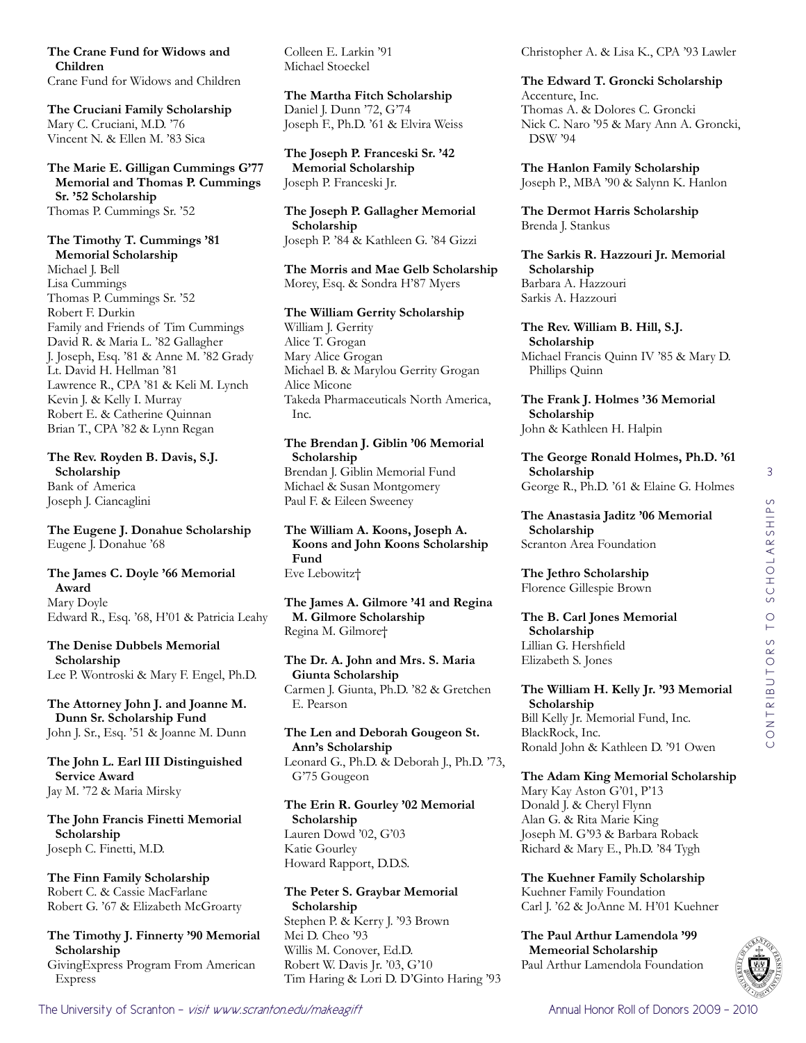**The Crane Fund for Widows and Children**
Crane Fund for Widows and Children

**The Cruciani Family Scholarship**
Mary C. Cruciani, M.D. '76
Vincent N. & Ellen M. '83 Sica

**The Marie E. Gilligan Cummings G'77 Memorial and Thomas P. Cummings Sr. '52 Scholarship**
Thomas P. Cummings Sr. '52

**The Timothy T. Cummings '81 Memorial Scholarship**
Michael J. Bell
Lisa Cummings
Thomas P. Cummings Sr. '52
Robert F. Durkin
Family and Friends of Tim Cummings
David R. & Maria L. '82 Gallagher
J. Joseph, Esq. '81 & Anne M. '82 Grady
Lt. David H. Hellman '81
Lawrence R., CPA '81 & Keli M. Lynch
Kevin J. & Kelly I. Murray
Robert E. & Catherine Quinnan
Brian T., CPA '82 & Lynn Regan

**The Rev. Royden B. Davis, S.J. Scholarship**
Bank of America
Joseph J. Ciancaglini

**The Eugene J. Donahue Scholarship**
Eugene J. Donahue '68

**The James C. Doyle '66 Memorial Award**
Mary Doyle
Edward R., Esq. '68, H'01 & Patricia Leahy

**The Denise Dubbels Memorial Scholarship**
Lee P. Wontroski & Mary F. Engel, Ph.D.

**The Attorney John J. and Joanne M. Dunn Sr. Scholarship Fund**
John J. Sr., Esq. '51 & Joanne M. Dunn

**The John L. Earl III Distinguished Service Award**
Jay M. '72 & Maria Mirsky

**The John Francis Finetti Memorial Scholarship**
Joseph C. Finetti, M.D.

**The Finn Family Scholarship**
Robert C. & Cassie MacFarlane
Robert G. '67 & Elizabeth McGroarty

**The Timothy J. Finnerty '90 Memorial Scholarship**
GivingExpress Program From American Express
Colleen E. Larkin '91
Michael Stoeckel

**The Martha Fitch Scholarship**
Daniel J. Dunn '72, G'74
Joseph F., Ph.D. '61 & Elvira Weiss

**The Joseph P. Franceski Sr. '42 Memorial Scholarship**
Joseph P. Franceski Jr.

**The Joseph P. Gallagher Memorial Scholarship**
Joseph P. '84 & Kathleen G. '84 Gizzi

**The Morris and Mae Gelb Scholarship**
Morey, Esq. & Sondra H'87 Myers

**The William Gerrity Scholarship**
William J. Gerrity
Alice T. Grogan
Mary Alice Grogan
Michael B. & Marylou Gerrity Grogan
Alice Micone
Takeda Pharmaceuticals North America, Inc.

**The Brendan J. Giblin '06 Memorial Scholarship**
Brendan J. Giblin Memorial Fund
Michael & Susan Montgomery
Paul F. & Eileen Sweeney

**The William A. Koons, Joseph A. Koons and John Koons Scholarship Fund**
Eve Lebowitz†

**The James A. Gilmore '41 and Regina M. Gilmore Scholarship**
Regina M. Gilmore†

**The Dr. A. John and Mrs. S. Maria Giunta Scholarship**
Carmen J. Giunta, Ph.D. '82 & Gretchen E. Pearson

**The Len and Deborah Gougeon St. Ann's Scholarship**
Leonard G., Ph.D. & Deborah J., Ph.D. '73, G'75 Gougeon

**The Erin R. Gourley '02 Memorial Scholarship**
Lauren Dowd '02, G'03
Katie Gourley
Howard Rapport, D.D.S.

**The Peter S. Graybar Memorial Scholarship**
Stephen P. & Kerry J. '93 Brown
Mei D. Cheo '93
Willis M. Conover, Ed.D.
Robert W. Davis Jr. '03, G'10
Tim Haring & Lori D. D'Ginto Haring '93
Christopher A. & Lisa K., CPA '93 Lawler

**The Edward T. Groncki Scholarship**
Accenture, Inc.
Thomas A. & Dolores C. Groncki
Nick C. Naro '95 & Mary Ann A. Groncki, DSW '94

**The Hanlon Family Scholarship**
Joseph P., MBA '90 & Salynn K. Hanlon

**The Dermot Harris Scholarship**
Brenda J. Stankus

**The Sarkis R. Hazzouri Jr. Memorial Scholarship**
Barbara A. Hazzouri
Sarkis A. Hazzouri

**The Rev. William B. Hill, S.J. Scholarship**
Michael Francis Quinn IV '85 & Mary D. Phillips Quinn

**The Frank J. Holmes '36 Memorial Scholarship**
John & Kathleen H. Halpin

**The George Ronald Holmes, Ph.D. '61 Scholarship**
George R., Ph.D. '61 & Elaine G. Holmes

**The Anastasia Jaditz '06 Memorial Scholarship**
Scranton Area Foundation

**The Jethro Scholarship**
Florence Gillespie Brown

**The B. Carl Jones Memorial Scholarship**
Lillian G. Hershfield
Elizabeth S. Jones

**The William H. Kelly Jr. '93 Memorial Scholarship**
Bill Kelly Jr. Memorial Fund, Inc.
BlackRock, Inc.
Ronald John & Kathleen D. '91 Owen

**The Adam King Memorial Scholarship**
Mary Kay Aston G'01, P'13
Donald J. & Cheryl Flynn
Alan G. & Rita Marie King
Joseph M. G'93 & Barbara Roback
Richard & Mary E., Ph.D. '84 Tygh

**The Kuehner Family Scholarship**
Kuehner Family Foundation
Carl J. '62 & JoAnne M. H'01 Kuehner

**The Paul Arthur Lamendola '99 Memeorial Scholarship**
Paul Arthur Lamendola Foundation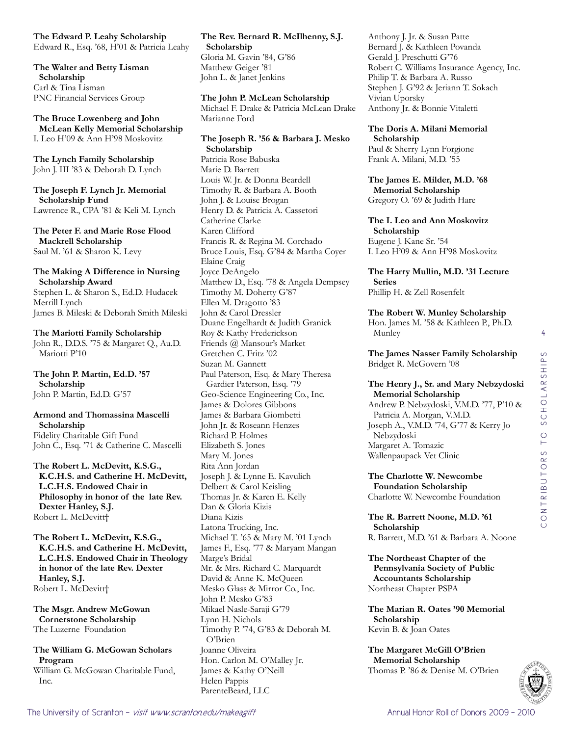**The Edward P. Leahy Scholarship**
Edward R., Esq. '68, H'01 & Patricia Leahy

**The Walter and Betty Lisman Scholarship**
Carl & Tina Lisman
PNC Financial Services Group

**The Bruce Lowenberg and John McLean Kelly Memorial Scholarship**
I. Leo H'09 & Ann H'98 Moskovitz

**The Lynch Family Scholarship**
John J. III '83 & Deborah D. Lynch

**The Joseph F. Lynch Jr. Memorial Scholarship Fund**
Lawrence R., CPA '81 & Keli M. Lynch

**The Peter F. and Marie Rose Flood Mackrell Scholarship**
Saul M. '61 & Sharon K. Levy

**The Making A Difference in Nursing Scholarship Award**
Stephen L. & Sharon S., Ed.D. Hudacek
Merrill Lynch
James B. Mileski & Deborah Smith Mileski

**The Mariotti Family Scholarship**
John R., D.D.S. '75 & Margaret Q., Au.D. Mariotti P'10

**The John P. Martin, Ed.D. '57 Scholarship**
John P. Martin, Ed.D. G'57

**Armond and Thomassina Mascelli Scholarship**
Fidelity Charitable Gift Fund
John C., Esq. '71 & Catherine C. Mascelli

**The Robert L. McDevitt, K.S.G., K.C.H.S. and Catherine H. McDevitt, L.C.H.S. Endowed Chair in Philosophy in honor of the late Rev. Dexter Hanley, S.J.**
Robert L. McDevitt†

**The Robert L. McDevitt, K.S.G., K.C.H.S. and Catherine H. McDevitt, L.C.H.S. Endowed Chair in Theology in honor of the late Rev. Dexter Hanley, S.J.**
Robert L. McDevitt†

**The Msgr. Andrew McGowan Cornerstone Scholarship**
The Luzerne Foundation

**The William G. McGowan Scholars Program**
William G. McGowan Charitable Fund, Inc.

**The Rev. Bernard R. McIlhenny, S.J. Scholarship**
Gloria M. Gavin '84, G'86
Matthew Geiger '81
John L. & Janet Jenkins

**The John P. McLean Scholarship**
Michael F. Drake & Patricia McLean Drake
Marianne Ford

**The Joseph R. '56 & Barbara J. Mesko Scholarship**
Patricia Rose Babuska
Marie D. Barrett
Louis W. Jr. & Donna Beardell
Timothy R. & Barbara A. Booth
John J. & Louise Brogan
Henry D. & Patricia A. Cassetori
Catherine Clarke
Karen Clifford
Francis R. & Regina M. Corchado
Bruce Louis, Esq. G'84 & Martha Coyer
Elaine Craig
Joyce DeAngelo
Matthew D., Esq. '78 & Angela Dempsey
Timothy M. Doherty G'87
Ellen M. Dragotto '83
John & Carol Dressler
Duane Engelhardt & Judith Granick
Roy & Kathy Frederickson
Friends @ Mansour's Market
Gretchen C. Fritz '02
Suzan M. Gannett
Paul Paterson, Esq. & Mary Theresa Gardier Paterson, Esq. '79
Geo-Science Engineering Co., Inc.
James & Dolores Gibbons
James & Barbara Giombetti
John Jr. & Roseann Henzes
Richard P. Holmes
Elizabeth S. Jones
Mary M. Jones
Rita Ann Jordan
Joseph J. & Lynne E. Kavulich
Delbert & Carol Keisling
Thomas Jr. & Karen E. Kelly
Dan & Gloria Kizis
Diana Kizis
Latona Trucking, Inc.
Michael T. '65 & Mary M. '01 Lynch
James F., Esq. '77 & Maryam Mangan
Marge's Bridal
Mr. & Mrs. Richard C. Marquardt
David & Anne K. McQueen
Mesko Glass & Mirror Co., Inc.
John P. Mesko G'83
Mikael Nasle-Saraji G'79
Lynn H. Nichols
Timothy P. '74, G'83 & Deborah M. O'Brien
Joanne Oliveira
Hon. Carlon M. O'Malley Jr.
James & Kathy O'Neill
Helen Pappis
ParenteBeard, LLC
Anthony J. Jr. & Susan Patte
Bernard J. & Kathleen Povanda
Gerald J. Preschutti G'76
Robert C. Williams Insurance Agency, Inc.
Philip T. & Barbara A. Russo
Stephen J. G'92 & Jeriann T. Sokach
Vivian Uporsky
Anthony Jr. & Bonnie Vitaletti

**The Doris A. Milani Memorial Scholarship**
Paul & Sherry Lynn Forgione
Frank A. Milani, M.D. '55

**The James E. Milder, M.D. '68 Memorial Scholarship**
Gregory O. '69 & Judith Hare

**The I. Leo and Ann Moskovitz Scholarship**
Eugene J. Kane Sr. '54
I. Leo H'09 & Ann H'98 Moskovitz

**The Harry Mullin, M.D. '31 Lecture Series**
Phillip H. & Zell Rosenfelt

**The Robert W. Munley Scholarship**
Hon. James M. '58 & Kathleen P., Ph.D. Munley

**The James Nasser Family Scholarship**
Bridget R. McGovern '08

**The Henry J., Sr. and Mary Nebzydoski Memorial Scholarship**
Andrew P. Nebzydoski, V.M.D. '77, P'10 & Patricia A. Morgan, V.M.D.
Joseph A., V.M.D. '74, G'77 & Kerry Jo Nebzydoski
Margaret A. Tomazic
Wallenpaupack Vet Clinic

**The Charlotte W. Newcombe Foundation Scholarship**
Charlotte W. Newcombe Foundation

**The R. Barrett Noone, M.D. '61 Scholarship**
R. Barrett, M.D. '61 & Barbara A. Noone

**The Northeast Chapter of the Pennsylvania Society of Public Accountants Scholarship**
Northeast Chapter PSPA

**The Marian R. Oates '90 Memorial Scholarship**
Kevin B. & Joan Oates

**The Margaret McGill O'Brien Memorial Scholarship**
Thomas P. '86 & Denise M. O'Brien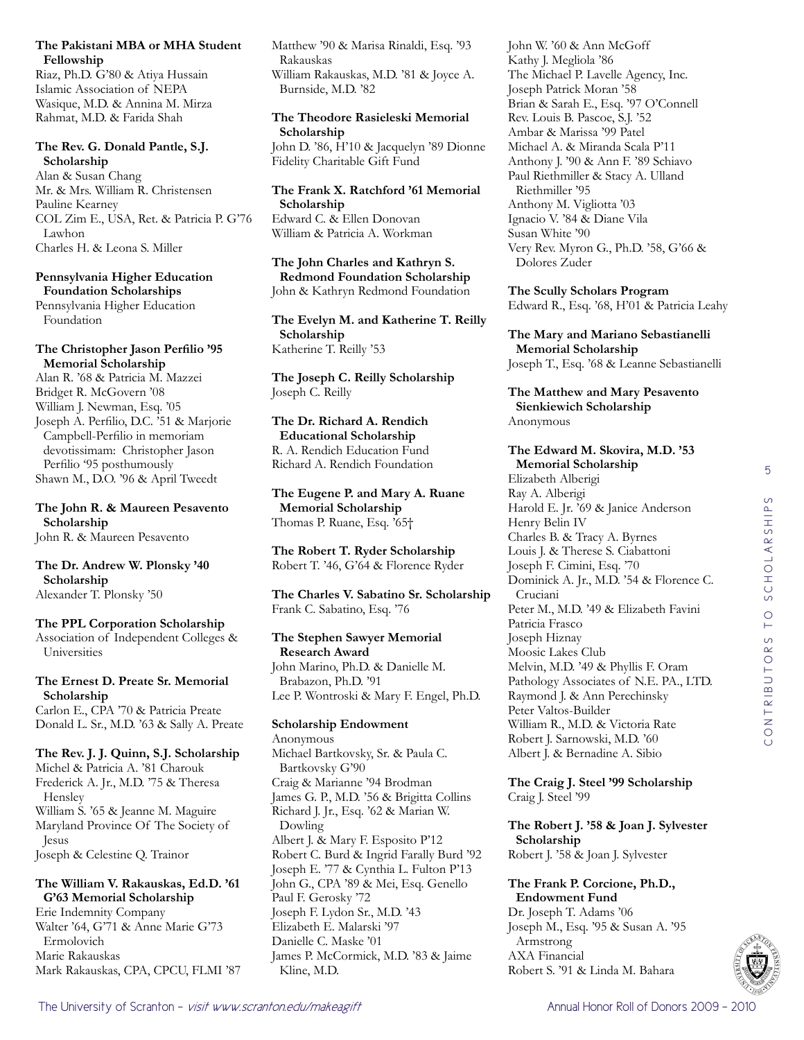**The Pakistani MBA or MHA Student Fellowship**
Riaz, Ph.D. G'80 & Atiya Hussain
Islamic Association of NEPA
Wasique, M.D. & Annina M. Mirza
Rahmat, M.D. & Farida Shah

**The Rev. G. Donald Pantle, S.J. Scholarship**
Alan & Susan Chang
Mr. & Mrs. William R. Christensen
Pauline Kearney
COL Zim E., USA, Ret. & Patricia P. G'76 Lawhon
Charles H. & Leona S. Miller

**Pennsylvania Higher Education Foundation Scholarships**
Pennsylvania Higher Education Foundation

**The Christopher Jason Perfilio '95 Memorial Scholarship**
Alan R. '68 & Patricia M. Mazzei
Bridget R. McGovern '08
William J. Newman, Esq. '05
Joseph A. Perfilio, D.C. '51 & Marjorie Campbell-Perfilio in memoriam devotissimam: Christopher Jason Perfilio '95 posthumously
Shawn M., D.O. '96 & April Tweedt

**The John R. & Maureen Pesavento Scholarship**
John R. & Maureen Pesavento

**The Dr. Andrew W. Plonsky '40 Scholarship**
Alexander T. Plonsky '50

**The PPL Corporation Scholarship**
Association of Independent Colleges & Universities

**The Ernest D. Preate Sr. Memorial Scholarship**
Carlon E., CPA '70 & Patricia Preate
Donald L. Sr., M.D. '63 & Sally A. Preate

**The Rev. J. J. Quinn, S.J. Scholarship**
Michel & Patricia A. '81 Charouk
Frederick A. Jr., M.D. '75 & Theresa Hensley
William S. '65 & Jeanne M. Maguire
Maryland Province Of The Society of Jesus
Joseph & Celestine Q. Trainor

**The William V. Rakauskas, Ed.D. '61 G'63 Memorial Scholarship**
Erie Indemnity Company
Walter '64, G'71 & Anne Marie G'73 Ermolovich
Marie Rakauskas
Mark Rakauskas, CPA, CPCU, FLMI '87
Matthew '90 & Marisa Rinaldi, Esq. '93 Rakauskas
William Rakauskas, M.D. '81 & Joyce A. Burnside, M.D. '82

**The Theodore Rasieleski Memorial Scholarship**
John D. '86, H'10 & Jacquelyn '89 Dionne
Fidelity Charitable Gift Fund

**The Frank X. Ratchford '61 Memorial Scholarship**
Edward C. & Ellen Donovan
William & Patricia A. Workman

**The John Charles and Kathryn S. Redmond Foundation Scholarship**
John & Kathryn Redmond Foundation

**The Evelyn M. and Katherine T. Reilly Scholarship**
Katherine T. Reilly '53

**The Joseph C. Reilly Scholarship**
Joseph C. Reilly

**The Dr. Richard A. Rendich Educational Scholarship**
R. A. Rendich Education Fund
Richard A. Rendich Foundation

**The Eugene P. and Mary A. Ruane Memorial Scholarship**
Thomas P. Ruane, Esq. '65†

**The Robert T. Ryder Scholarship**
Robert T. '46, G'64 & Florence Ryder

**The Charles V. Sabatino Sr. Scholarship**
Frank C. Sabatino, Esq. '76

**The Stephen Sawyer Memorial Research Award**
John Marino, Ph.D. & Danielle M. Brabazon, Ph.D. '91
Lee P. Wontroski & Mary F. Engel, Ph.D.

**Scholarship Endowment**
Anonymous
Michael Bartkovsky, Sr. & Paula C. Bartkovsky G'90
Craig & Marianne '94 Brodman
James G. P., M.D. '56 & Brigitta Collins
Richard J. Jr., Esq. '62 & Marian W. Dowling
Albert J. & Mary F. Esposito P'12
Robert C. Burd & Ingrid Farally Burd '92
Joseph E. '77 & Cynthia L. Fulton P'13
John G., CPA '89 & Mei, Esq. Genello
Paul F. Gerosky '72
Joseph F. Lydon Sr., M.D. '43
Elizabeth E. Malarski '97
Danielle C. Maske '01
James P. McCormick, M.D. '83 & Jaime Kline, M.D.
John W. '60 & Ann McGoff
Kathy J. Megliola '86
The Michael P. Lavelle Agency, Inc.
Joseph Patrick Moran '58
Brian & Sarah E., Esq. '97 O'Connell
Rev. Louis B. Pascoe, S.J. '52
Ambar & Marissa '99 Patel
Michael A. & Miranda Scala P'11
Anthony J. '90 & Ann F. '89 Schiavo
Paul Riethmiller & Stacy A. Ulland Riethmiller '95
Anthony M. Vigliotta '03
Ignacio V. '84 & Diane Vila
Susan White '90
Very Rev. Myron G., Ph.D. '58, G'66 & Dolores Zuder

**The Scully Scholars Program**
Edward R., Esq. '68, H'01 & Patricia Leahy

**The Mary and Mariano Sebastianelli Memorial Scholarship**
Joseph T., Esq. '68 & Leanne Sebastianelli

**The Matthew and Mary Pesavento Sienkiewich Scholarship**
Anonymous

**The Edward M. Skovira, M.D. '53 Memorial Scholarship**
Elizabeth Alberigi
Ray A. Alberigi
Harold E. Jr. '69 & Janice Anderson
Henry Belin IV
Charles B. & Tracy A. Byrnes
Louis J. & Therese S. Ciabattoni
Joseph F. Cimini, Esq. '70
Dominick A. Jr., M.D. '54 & Florence C. Cruciani
Peter M., M.D. '49 & Elizabeth Favini
Patricia Frasco
Joseph Hiznay
Moosic Lakes Club
Melvin, M.D. '49 & Phyllis F. Oram
Pathology Associates of N.E. PA., LTD.
Raymond J. & Ann Perechinsky
Peter Valtos-Builder
William R., M.D. & Victoria Rate
Robert J. Sarnowski, M.D. '60
Albert J. & Bernadine A. Sibio

**The Craig J. Steel '99 Scholarship**
Craig J. Steel '99

**The Robert J. '58 & Joan J. Sylvester Scholarship**
Robert J. '58 & Joan J. Sylvester

**The Frank P. Corcione, Ph.D., Endowment Fund**
Dr. Joseph T. Adams '06
Joseph M., Esq. '95 & Susan A. '95 Armstrong
AXA Financial
Robert S. '91 & Linda M. Bahara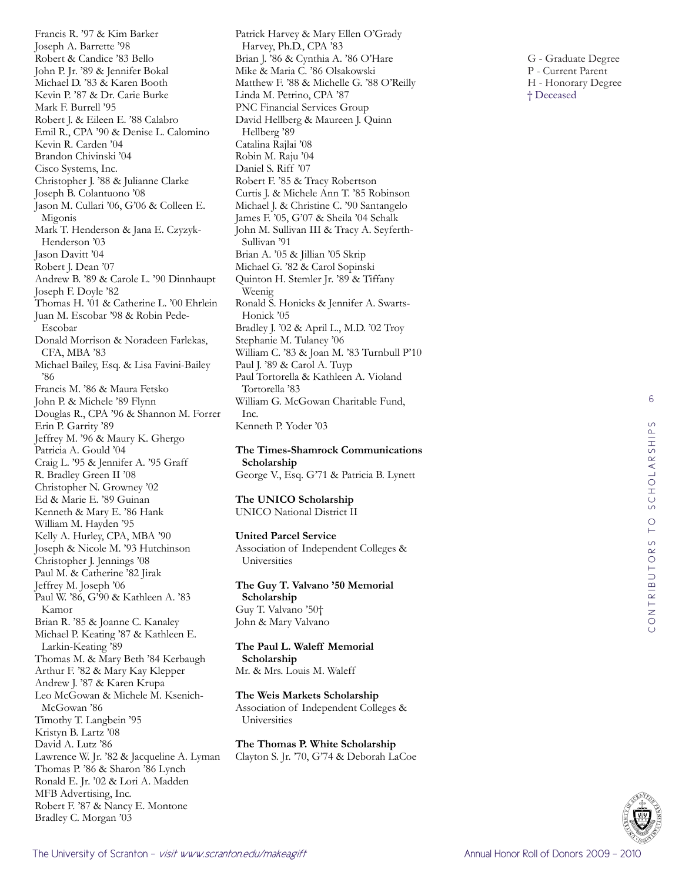Francis R. '97 & Kim Barker
Joseph A. Barrette '98
Robert & Candice '83 Bello
John P. Jr. '89 & Jennifer Bokal
Michael D. '83 & Karen Booth
Kevin P. '87 & Dr. Carie Burke
Mark F. Burrell '95
Robert J. & Eileen E. '88 Calabro
Emil R., CPA '90 & Denise L. Calomino
Kevin R. Carden '04
Brandon Chivinski '04
Cisco Systems, Inc.
Christopher J. '88 & Julianne Clarke
Joseph B. Colantuono '08
Jason M. Cullari '06, G'06 & Colleen E. Migonis
Mark T. Henderson & Jana E. Czyzyk-Henderson '03
Jason Davitt '04
Robert J. Dean '07
Andrew B. '89 & Carole L. '90 Dinnhaupt
Joseph F. Doyle '82
Thomas H. '01 & Catherine L. '00 Ehrlein
Juan M. Escobar '98 & Robin Pede-Escobar
Donald Morrison & Noradeen Farlekas, CFA, MBA '83
Michael Bailey, Esq. & Lisa Favini-Bailey '86
Francis M. '86 & Maura Fetsko
John P. & Michele '89 Flynn
Douglas R., CPA '96 & Shannon M. Forrer
Erin P. Garrity '89
Jeffrey M. '96 & Maury K. Ghergo
Patricia A. Gould '04
Craig L. '95 & Jennifer A. '95 Graff
R. Bradley Green II '08
Christopher N. Growney '02
Ed & Marie E. '89 Guinan
Kenneth & Mary E. '86 Hank
William M. Hayden '95
Kelly A. Hurley, CPA, MBA '90
Joseph & Nicole M. '93 Hutchinson
Christopher J. Jennings '08
Paul M. & Catherine '82 Jirak
Jeffrey M. Joseph '06
Paul W. '86, G'90 & Kathleen A. '83 Kamor
Brian R. '85 & Joanne C. Kanaley
Michael P. Keating '87 & Kathleen E. Larkin-Keating '89
Thomas M. & Mary Beth '84 Kerbaugh
Arthur F. '82 & Mary Kay Klepper
Andrew J. '87 & Karen Krupa
Leo McGowan & Michele M. Ksenich-McGowan '86
Timothy T. Langbein '95
Kristyn B. Lartz '08
David A. Lutz '86
Lawrence W. Jr. '82 & Jacqueline A. Lyman
Thomas P. '86 & Sharon '86 Lynch
Ronald E. Jr. '02 & Lori A. Madden
MFB Advertising, Inc.
Robert F. '87 & Nancy E. Montone
Bradley C. Morgan '03
Patrick Harvey & Mary Ellen O'Grady Harvey, Ph.D., CPA '83
Brian J. '86 & Cynthia A. '86 O'Hare
Mike & Maria C. '86 Olsakowski
Matthew F. '88 & Michelle G. '88 O'Reilly
Linda M. Petrino, CPA '87
PNC Financial Services Group
David Hellberg & Maureen J. Quinn Hellberg '89
Catalina Rajlai '08
Robin M. Raju '04
Daniel S. Riff '07
Robert F. '85 & Tracy Robertson
Curtis J. & Michele Ann T. '85 Robinson
Michael J. & Christine C. '90 Santangelo
James F. '05, G'07 & Sheila '04 Schalk
John M. Sullivan III & Tracy A. Seyferth-Sullivan '91
Brian A. '05 & Jillian '05 Skrip
Michael G. '82 & Carol Sopinski
Quinton H. Stemler Jr. '89 & Tiffany Weenig
Ronald S. Honicks & Jennifer A. Swarts-Honick '05
Bradley J. '02 & April L., M.D. '02 Troy
Stephanie M. Tulaney '06
William C. '83 & Joan M. '83 Turnbull P'10
Paul J. '89 & Carol A. Tuyp
Paul Tortorella & Kathleen A. Violand Tortorella '83
William G. McGowan Charitable Fund, Inc.
Kenneth P. Yoder '03

**The Times-Shamrock Communications Scholarship**
George V., Esq. G'71 & Patricia B. Lynett

**The UNICO Scholarship**
UNICO National District II

**United Parcel Service**
Association of Independent Colleges & Universities

**The Guy T. Valvano '50 Memorial Scholarship**
Guy T. Valvano '50†
John & Mary Valvano

**The Paul L. Waleff Memorial Scholarship**
Mr. & Mrs. Louis M. Waleff

**The Weis Markets Scholarship**
Association of Independent Colleges & Universities

**The Thomas P. White Scholarship**
Clayton S. Jr. '70, G'74 & Deborah LaCoe

G - Graduate Degree
P - Current Parent
H - Honorary Degree
† Deceased